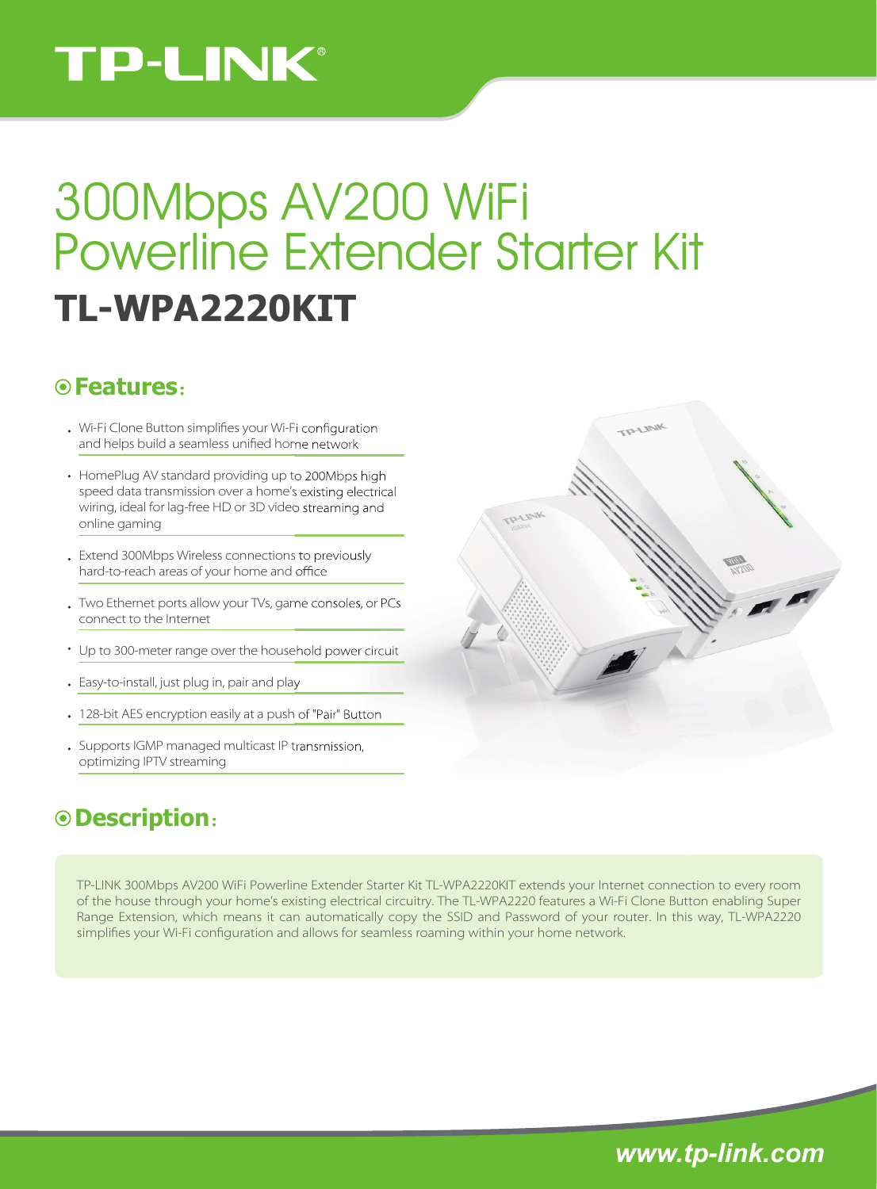# TP-LINK®

# 300Mbps AV200 WiFi Powerline Extender Starter Kit

## TL-WPA2220KIT

## Features:

- Wi-Fi Clone Button simplifies your Wi-Fi configuration and helps build a seamless unified home network
- HomePlug AV standard providing up to 200Mbps high speed data transmission over a home's existing electrical wiring, ideal for lag-free HD or 3D video streaming and online gaming
- Extend 300Mbps Wireless connections to previously hard-to-reach areas of your home and office
- Two Ethernet ports allow your TVs, game consoles, or PCs connect to the Internet
- Up to 300-meter range over the household power circuit
- Easy-to-install, just plug in, pair and play
- 128-bit AES encryption easily at a push of "Pair" Button
- Supports IGMP managed multicast IP transmission, optimizing IPTV streaming

## Description:

TP-LINK 300Mbps AV200 WiFi Powerline Extender Starter Kit TL-WPA2220KIT extends your Internet connection to every room of the house through your home's existing electrical circuitry. The TL-WPA2220 features a Wi-Fi Clone Button enabling Super Range Extension, which means it can automatically copy the SSID and Password of your router. In this way, TL-WPA2220 simplifies your Wi-Fi configuration and allows for seamless roaming within your home network.

www.tp-link.com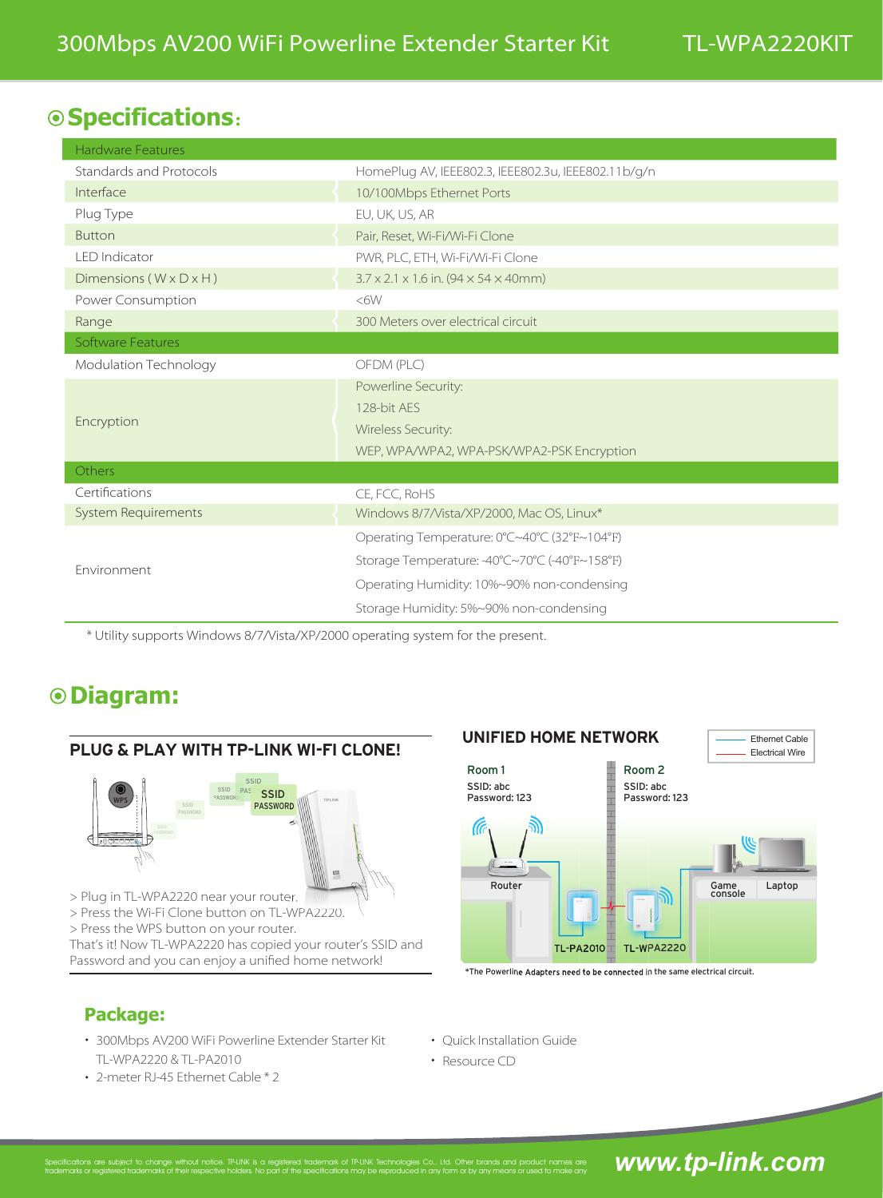## Specifications:

| | |
|---|---|
| **Hardware Features** | |
| Standards and Protocols | HomePlug AV, IEEE802.3, IEEE802.3u, IEEE802.11b/g/n |
| Interface | 10/100Mbps Ethernet Ports |
| Plug Type | EU, UK, US, AR |
| Button | Pair, Reset, Wi-Fi/Wi-Fi Clone |
| LED Indicator | PWR, PLC, ETH, Wi-Fi/Wi-Fi Clone |
| Dimensions ( W x D x H ) | 3.7 x 2.1 x 1.6 in. (94 × 54 × 40mm) |
| Power Consumption | <6W |
| Range | 300 Meters over electrical circuit |
| **Software Features** | |
| Modulation Technology | OFDM (PLC) |
| Encryption | Powerline Security:<br>128-bit AES<br>Wireless Security:<br>WEP, WPA/WPA2, WPA-PSK/WPA2-PSK Encryption |
| **Others** | |
| Certifications | CE, FCC, RoHS |
| System Requirements | Windows 8/7/Vista/XP/2000, Mac OS, Linux* |
| Environment | Operating Temperature: 0℃~40℃ (32℉~104℉)<br>Storage Temperature: -40℃~70℃ (-40℉~158℉)<br>Operating Humidity: 10%~90% non-condensing<br>Storage Humidity: 5%~90% non-condensing |

\* Utility supports Windows 8/7/Vista/XP/2000 operating system for the present.

## Diagram:

### PLUG & PLAY WITH TP-LINK WI-FI CLONE!

WPS
SSID
PASSWORD

> Plug in TL-WPA2220 near your router.
> Press the Wi-Fi Clone button on TL-WPA2220.
> Press the WPS button on your router.
That's it! Now TL-WPA2220 has copied your router's SSID and Password and you can enjoy a unified home network!

### UNIFIED HOME NETWORK

Ethernet Cable
Electrical Wire

Room 1
SSID: abc
Password: 123

Room 2
SSID: abc
Password: 123

Router
TL-PA2010
TL-WPA2220
Game console
Laptop

*The Powerline Adapters need to be connected in the same electrical circuit.

## Package:

- 300Mbps AV200 WiFi Powerline Extender Starter Kit TL-WPA2220 & TL-PA2010
- 2-meter RJ-45 Ethernet Cable * 2
- Quick Installation Guide
- Resource CD

Specifications are subject to change without notice. TP-LINK is a registered trademark of TP-LINK Technologies Co., Ltd. Other brands and product names are trademarks or registered trademarks of their respective holders. No part of the specifications may be reproduced in any form or by any means or used to make any

www.tp-link.com